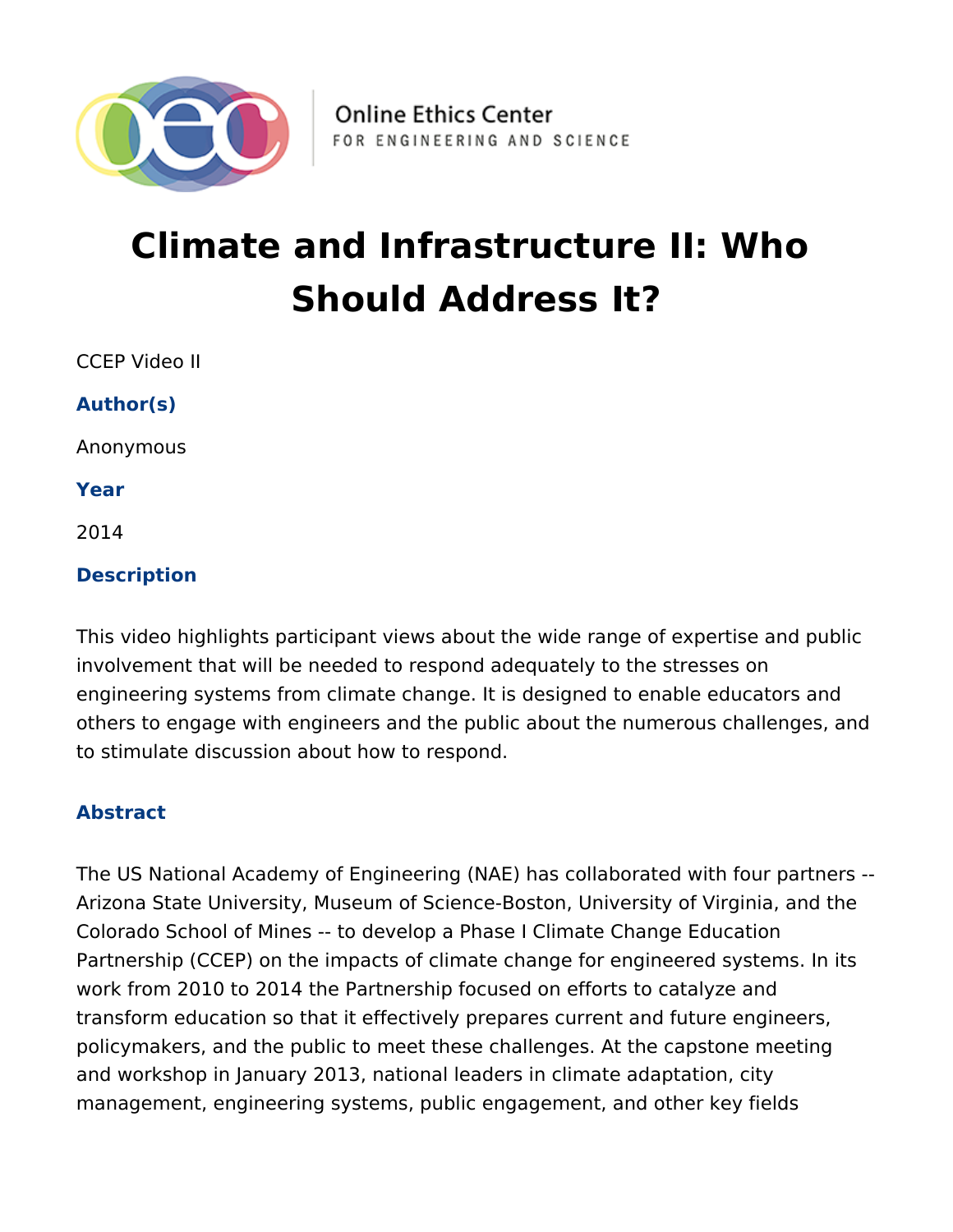Online Ethics Center
FOR ENGINEERING AND SCIENCE

# Climate and Infrastructure II: Who Should Address It?

CCEP Video II

### Author(s)

Anonymous

### Year

2014

### Description

This video highlights participant views about the wide range of expertise and public involvement that will be needed to respond adequately to the stresses on engineering systems from climate change. It is designed to enable educators and others to engage with engineers and the public about the numerous challenges, and to stimulate discussion about how to respond.

### Abstract

The US National Academy of Engineering (NAE) has collaborated with four partners -- Arizona State University, Museum of Science-Boston, University of Virginia, and the Colorado School of Mines -- to develop a Phase I Climate Change Education Partnership (CCEP) on the impacts of climate change for engineered systems. In its work from 2010 to 2014 the Partnership focused on efforts to catalyze and transform education so that it effectively prepares current and future engineers, policymakers, and the public to meet these challenges. At the capstone meeting and workshop in January 2013, national leaders in climate adaptation, city management, engineering systems, public engagement, and other key fields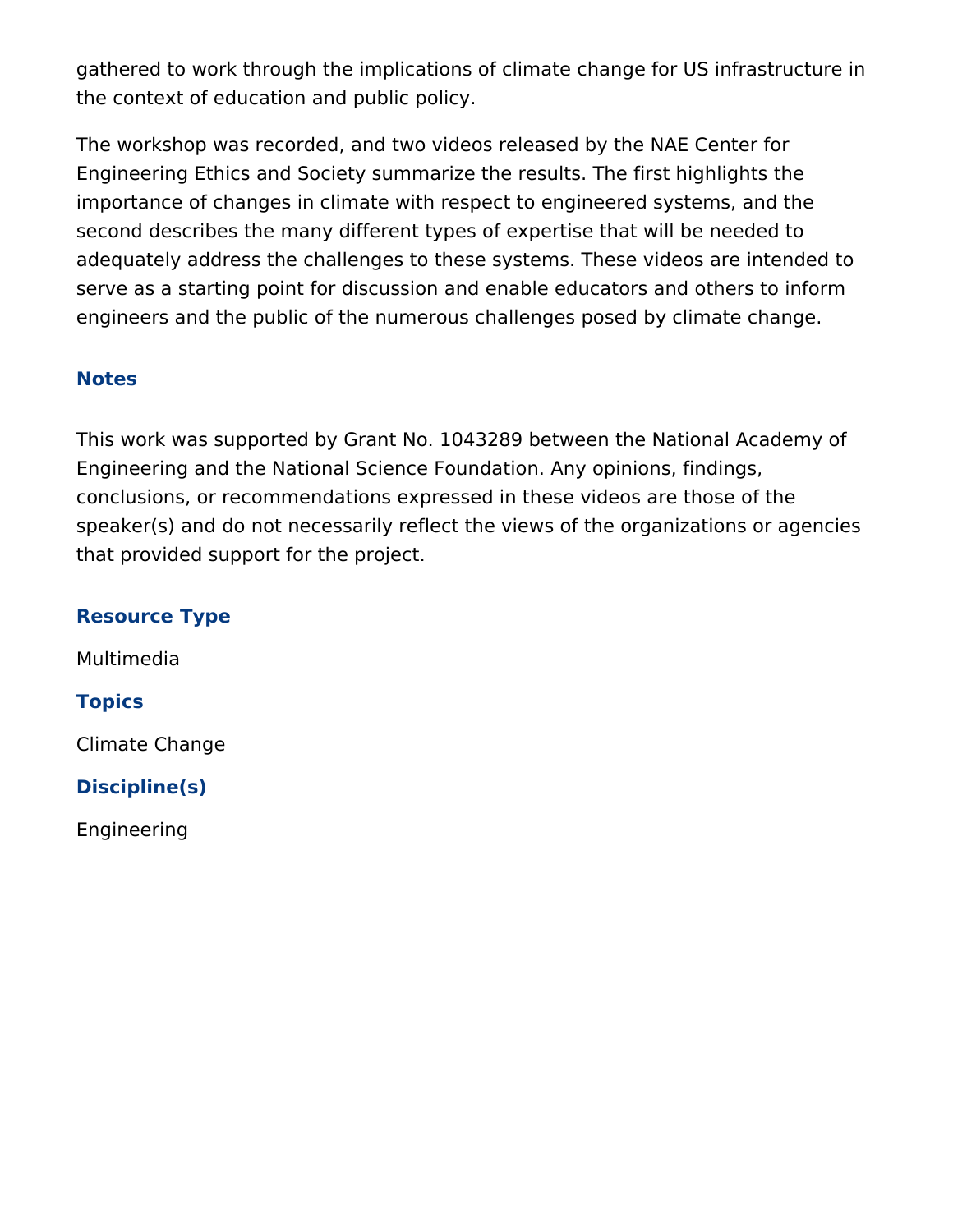gathered to work through the implications of climate change for US infrastructure in the context of education and public policy.

The workshop was recorded, and two videos released by the NAE Center for Engineering Ethics and Society summarize the results. The first highlights the importance of changes in climate with respect to engineered systems, and the second describes the many different types of expertise that will be needed to adequately address the challenges to these systems. These videos are intended to serve as a starting point for discussion and enable educators and others to inform engineers and the public of the numerous challenges posed by climate change.

## Notes

This work was supported by Grant No. 1043289 between the National Academy of Engineering and the National Science Foundation. Any opinions, findings, conclusions, or recommendations expressed in these videos are those of the speaker(s) and do not necessarily reflect the views of the organizations or agencies that provided support for the project.

## Resource Type

Multimedia

## Topics

Climate Change

## Discipline(s)

Engineering